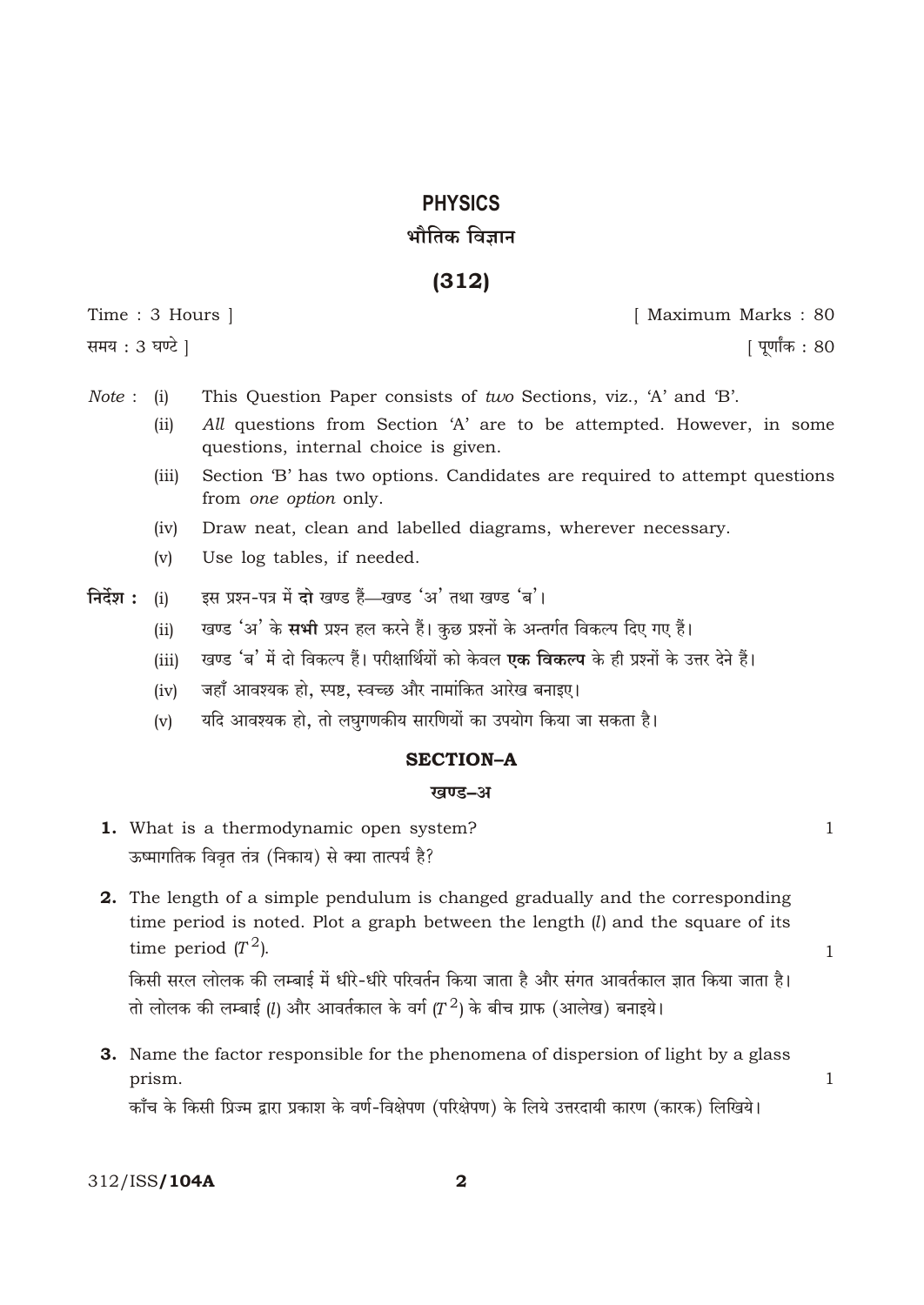# PHYSICS

# भौतिक विज्ञान

## (312)

Time : 3 Hours ] [ Maximum Marks : 80

समय : 3 घण्टे ] [ पूर्णांक : 80

*Note* : (i) This Question Paper consists of *two* Sections, viz., 'A' and 'B'.

(ii) *All* questions from Section 'A' are to be attempted. However, in some questions, internal choice is given.

(iii) Section 'B' has two options. Candidates are required to attempt questions from *one option* only.

(iv) Draw neat, clean and labelled diagrams, wherever necessary.

(v) Use log tables, if needed.

**निर्देश :** (i) इस प्रश्न-पत्र में **दो** खण्ड हैं—खण्ड 'अ' तथा खण्ड 'ब'।

(ii) खण्ड 'अ' के **सभी** प्रश्न हल करने हैं। कुछ प्रश्नों के अन्तर्गत विकल्प दिए गए हैं।

(iii) खण्ड 'ब' में दो विकल्प हैं। परीक्षार्थियों को केवल **एक विकल्प** के ही प्रश्नों के उत्तर देने हैं।

(iv) जहाँ आवश्यक हो, स्पष्ट, स्वच्छ और नामांकित आरेख बनाइए।

(v) यदि आवश्यक हो, तो लघुगणकीय सारणियों का उपयोग किया जा सकता है।

### SECTION–A

### खण्ड–अ

**1.** What is a thermodynamic open system? 1

ऊष्मागतिक विवृत तंत्र (निकाय) से क्या तात्पर्य है?

**2.** The length of a simple pendulum is changed gradually and the corresponding time period is noted. Plot a graph between the length ($l$) and the square of its time period ($T^2$). 1

किसी सरल लोलक की लम्बाई में धीरे-धीरे परिवर्तन किया जाता है और संगत आवर्तकाल ज्ञात किया जाता है। तो लोलक की लम्बाई ($l$) और आवर्तकाल के वर्ग ($T^2$) के बीच ग्राफ (आलेख) बनाइये।

**3.** Name the factor responsible for the phenomena of dispersion of light by a glass prism. 1

काँच के किसी प्रिज्म द्वारा प्रकाश के वर्ण-विक्षेपण (परिक्षेपण) के लिये उत्तरदायी कारण (कारक) लिखिये।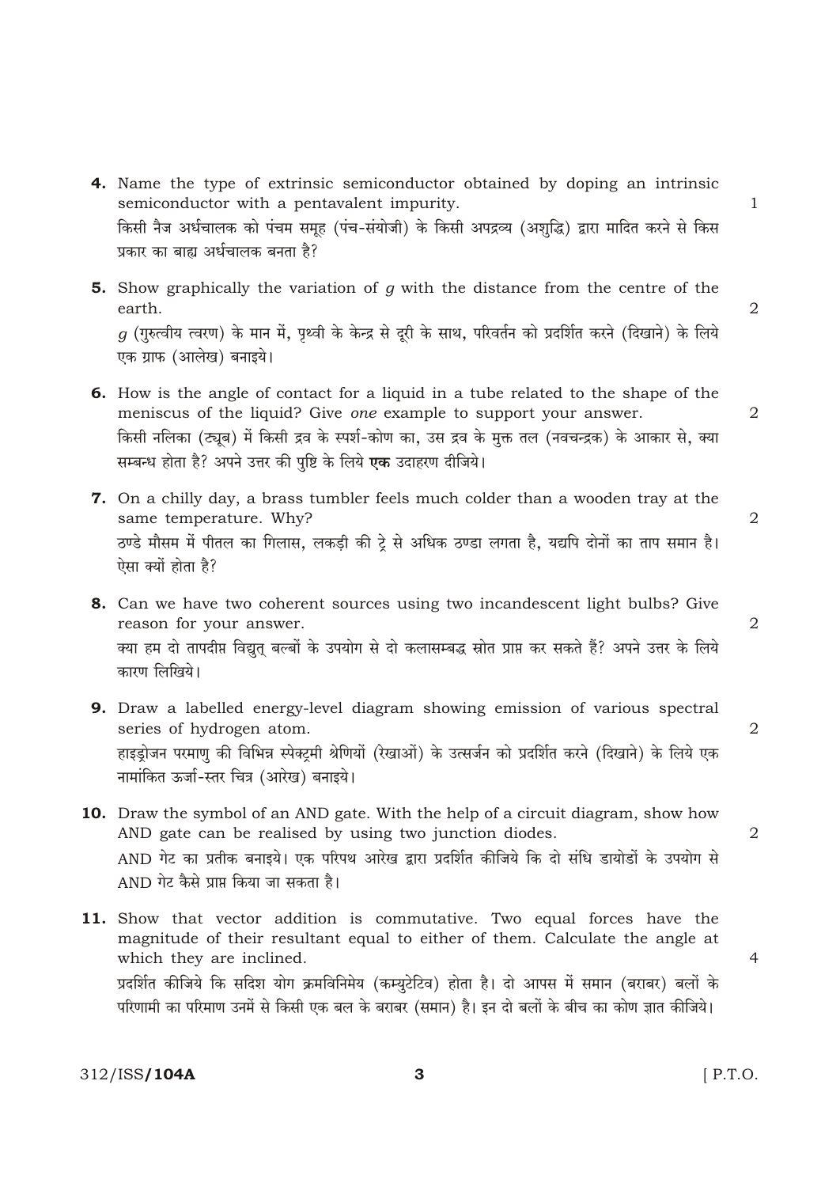**4.** Name the type of extrinsic semiconductor obtained by doping an intrinsic semiconductor with a pentavalent impurity. 1

किसी नैज अर्धचालक को पंचम समूह (पंच-संयोजी) के किसी अपद्रव्य (अशुद्धि) द्वारा मादित करने से किस प्रकार का बाह्य अर्धचालक बनता है?

**5.** Show graphically the variation of $g$ with the distance from the centre of the earth. 2

$g$ (गुरुत्वीय त्वरण) के मान में, पृथ्वी के केन्द्र से दूरी के साथ, परिवर्तन को प्रदर्शित करने (दिखाने) के लिये एक ग्राफ (आलेख) बनाइये।

**6.** How is the angle of contact for a liquid in a tube related to the shape of the meniscus of the liquid? Give *one* example to support your answer. 2

किसी नलिका (ट्यूब) में किसी द्रव के स्पर्श-कोण का, उस द्रव के मुक्त तल (नवचन्द्रक) के आकार से, क्या सम्बन्ध होता है? अपने उत्तर की पुष्टि के लिये **एक** उदाहरण दीजिये।

**7.** On a chilly day, a brass tumbler feels much colder than a wooden tray at the same temperature. Why? 2

ठण्डे मौसम में पीतल का गिलास, लकड़ी की ट्रे से अधिक ठण्डा लगता है, यद्यपि दोनों का ताप समान है। ऐसा क्यों होता है?

**8.** Can we have two coherent sources using two incandescent light bulbs? Give reason for your answer. 2

क्या हम दो तापदीप्त विद्युत् बल्बों के उपयोग से दो कलासम्बद्ध स्रोत प्राप्त कर सकते हैं? अपने उत्तर के लिये कारण लिखिये।

**9.** Draw a labelled energy-level diagram showing emission of various spectral series of hydrogen atom. 2

हाइड्रोजन परमाणु की विभिन्न स्पेक्ट्रमी श्रेणियों (रेखाओं) के उत्सर्जन को प्रदर्शित करने (दिखाने) के लिये एक नामांकित ऊर्जा-स्तर चित्र (आरेख) बनाइये।

**10.** Draw the symbol of an AND gate. With the help of a circuit diagram, show how AND gate can be realised by using two junction diodes. 2

AND गेट का प्रतीक बनाइये। एक परिपथ आरेख द्वारा प्रदर्शित कीजिये कि दो संधि डायोडों के उपयोग से AND गेट कैसे प्राप्त किया जा सकता है।

**11.** Show that vector addition is commutative. Two equal forces have the magnitude of their resultant equal to either of them. Calculate the angle at which they are inclined. 4

प्रदर्शित कीजिये कि सदिश योग क्रमविनिमेय (कम्युटेटिव) होता है। दो आपस में समान (बराबर) बलों के परिणामी का परिमाण उनमें से किसी एक बल के बराबर (समान) है। इन दो बलों के बीच का कोण ज्ञात कीजिये।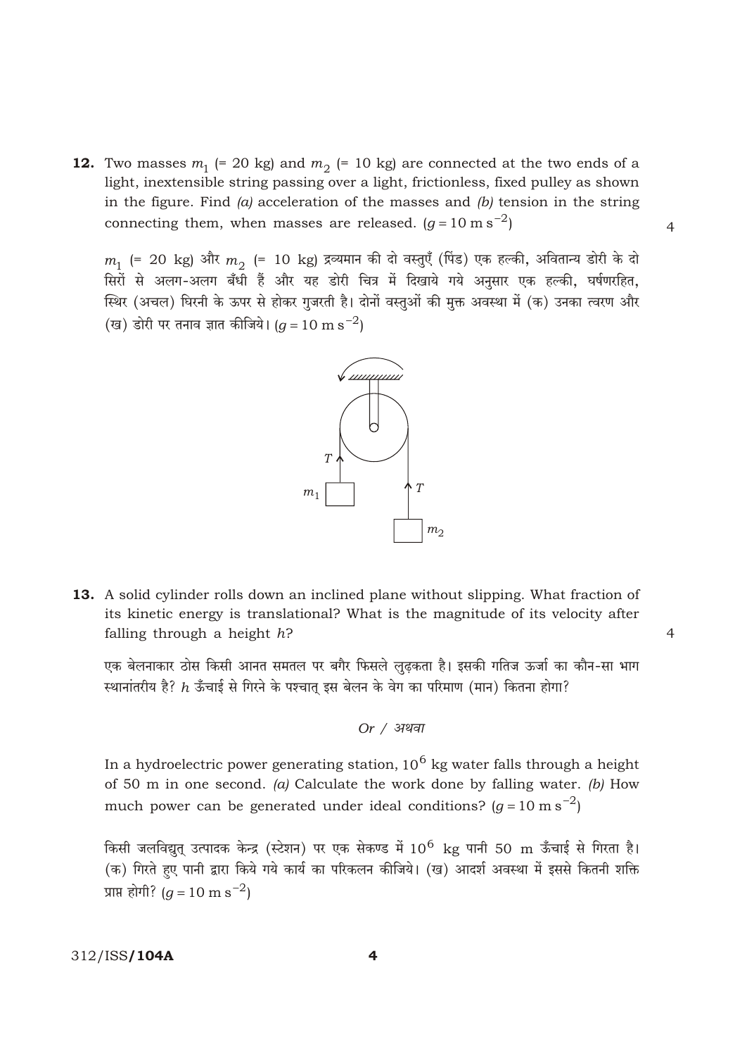**12.** Two masses $m_1$ (= 20 kg) and $m_2$ (= 10 kg) are connected at the two ends of a light, inextensible string passing over a light, frictionless, fixed pulley as shown in the figure. Find *(a)* acceleration of the masses and *(b)* tension in the string connecting them, when masses are released. ($g = 10 \text{ m s}^{-2}$) 4

$m_1$ (= 20 kg) और $m_2$ (= 10 kg) द्रव्यमान की दो वस्तुएँ (पिंड) एक हल्की, अवितान्य डोरी के दो सिरों से अलग-अलग बँधी हैं और यह डोरी चित्र में दिखाये गये अनुसार एक हल्की, घर्षणरहित, स्थिर (अचल) घिरनी के ऊपर से होकर गुजरती है। दोनों वस्तुओं की मुक्त अवस्था में (क) उनका त्वरण और (ख) डोरी पर तनाव ज्ञात कीजिये। ($g = 10 \text{ m s}^{-2}$)

**13.** A solid cylinder rolls down an inclined plane without slipping. What fraction of its kinetic energy is translational? What is the magnitude of its velocity after falling through a height $h$? 4

एक बेलनाकार ठोस किसी आनत समतल पर बगैर फिसले लुढ़कता है। इसकी गतिज ऊर्जा का कौन-सा भाग स्थानांतरीय है? $h$ ऊँचाई से गिरने के पश्चात् इस बेलन के वेग का परिमाण (मान) कितना होगा?

*Or / अथवा*

In a hydroelectric power generating station, $10^6$ kg water falls through a height of 50 m in one second. *(a)* Calculate the work done by falling water. *(b)* How much power can be generated under ideal conditions? ($g = 10 \text{ m s}^{-2}$)

किसी जलविद्युत् उत्पादक केन्द्र (स्टेशन) पर एक सेकण्ड में $10^6$ kg पानी 50 m ऊँचाई से गिरता है। (क) गिरते हुए पानी द्वारा किये गये कार्य का परिकलन कीजिये। (ख) आदर्श अवस्था में इससे कितनी शक्ति प्राप्त होगी? ($g = 10 \text{ m s}^{-2}$)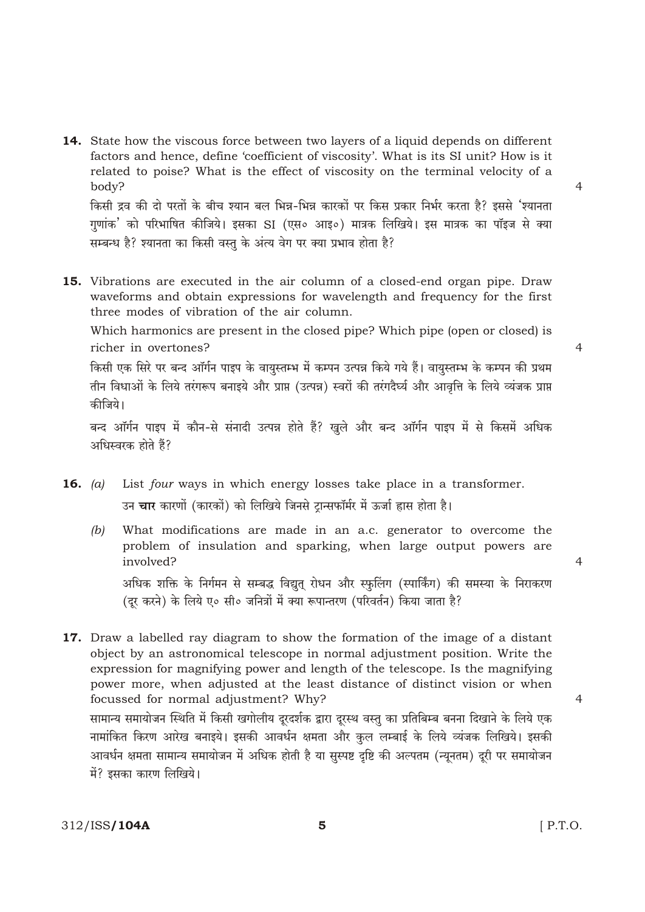**14.** State how the viscous force between two layers of a liquid depends on different factors and hence, define 'coefficient of viscosity'. What is its SI unit? How is it related to poise? What is the effect of viscosity on the terminal velocity of a body? 4

किसी द्रव की दो परतों के बीच श्यान बल भिन्न-भिन्न कारकों पर किस प्रकार निर्भर करता है? इससे 'श्यानता गुणांक' को परिभाषित कीजिये। इसका SI (एस० आइ०) मात्रक लिखिये। इस मात्रक का पॉइज से क्या सम्बन्ध है? श्यानता का किसी वस्तु के अंत्य वेग पर क्या प्रभाव होता है?

**15.** Vibrations are executed in the air column of a closed-end organ pipe. Draw waveforms and obtain expressions for wavelength and frequency for the first three modes of vibration of the air column.

Which harmonics are present in the closed pipe? Which pipe (open or closed) is richer in overtones? 4

किसी एक सिरे पर बन्द ऑर्गन पाइप के वायुस्तम्भ में कम्पन उत्पन्न किये गये हैं। वायुस्तम्भ के कम्पन की प्रथम तीन विधाओं के लिये तरंगरूप बनाइये और प्राप्त (उत्पन्न) स्वरों की तरंगदैर्घ्य और आवृत्ति के लिये व्यंजक प्राप्त कीजिये।

बन्द ऑर्गन पाइप में कौन-से संनादी उत्पन्न होते हैं? खुले और बन्द ऑर्गन पाइप में से किसमें अधिक अधिस्वरक होते हैं?

**16.** *(a)* List *four* ways in which energy losses take place in a transformer.

उन **चार** कारणों (कारकों) को लिखिये जिनसे ट्रान्सफॉर्मर में ऊर्जा ह्रास होता है।

*(b)* What modifications are made in an a.c. generator to overcome the problem of insulation and sparking, when large output powers are involved? 4

अधिक शक्ति के निर्गमन से सम्बद्ध विद्युत् रोधन और स्फुलिंग (स्पार्किंग) की समस्या के निराकरण (दूर करने) के लिये ए० सी० जनित्रों में क्या रूपान्तरण (परिवर्तन) किया जाता है?

**17.** Draw a labelled ray diagram to show the formation of the image of a distant object by an astronomical telescope in normal adjustment position. Write the expression for magnifying power and length of the telescope. Is the magnifying power more, when adjusted at the least distance of distinct vision or when focussed for normal adjustment? Why? 4

सामान्य समायोजन स्थिति में किसी खगोलीय दूरदर्शक द्वारा दूरस्थ वस्तु का प्रतिबिम्ब बनना दिखाने के लिये एक नामांकित किरण आरेख बनाइये। इसकी आवर्धन क्षमता और कुल लम्बाई के लिये व्यंजक लिखिये। इसकी आवर्धन क्षमता सामान्य समायोजन में अधिक होती है या सुस्पष्ट दृष्टि की अल्पतम (न्यूनतम) दूरी पर समायोजन में? इसका कारण लिखिये।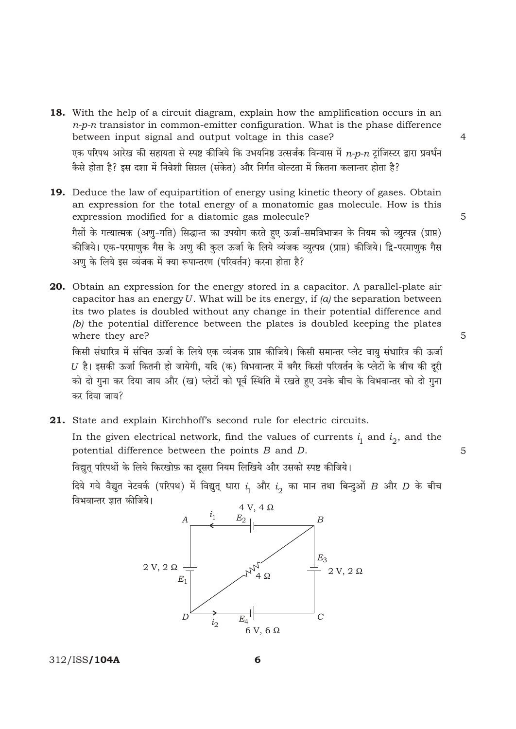**18.** With the help of a circuit diagram, explain how the amplification occurs in an *n-p-n* transistor in common-emitter configuration. What is the phase difference between input signal and output voltage in this case? 4

एक परिपथ आरेख की सहायता से स्पष्ट कीजिये कि उभयनिष्ठ उत्सर्जक विन्यास में *n-p-n* ट्रांजिस्टर द्वारा प्रवर्धन कैसे होता है? इस दशा में निवेशी सिग्नल (संकेत) और निर्गत वोल्टता में कितना कलान्तर होता है?

**19.** Deduce the law of equipartition of energy using kinetic theory of gases. Obtain an expression for the total energy of a monatomic gas molecule. How is this expression modified for a diatomic gas molecule? 5

गैसों के गत्यात्मक (अणु-गति) सिद्धान्त का उपयोग करते हुए ऊर्जा-समविभाजन के नियम को व्युत्पन्न (प्राप्त) कीजिये। एक-परमाणुक गैस के अणु की कुल ऊर्जा के लिये व्यंजक व्युत्पन्न (प्राप्त) कीजिये। द्वि-परमाणुक गैस अणु के लिये इस व्यंजक में क्या रूपान्तरण (परिवर्तन) करना होता है?

**20.** Obtain an expression for the energy stored in a capacitor. A parallel-plate air capacitor has an energy $U$. What will be its energy, if *(a)* the separation between its two plates is doubled without any change in their potential difference and *(b)* the potential difference between the plates is doubled keeping the plates where they are? 5

किसी संधारित्र में संचित ऊर्जा के लिये एक व्यंजक प्राप्त कीजिये। किसी समान्तर प्लेट वायु संधारित्र की ऊर्जा $U$ है। इसकी ऊर्जा कितनी हो जायेगी, यदि (क) विभवान्तर में बगैर किसी परिवर्तन के प्लेटों के बीच की दूरी को दो गुना कर दिया जाय और (ख) प्लेटों को पूर्व स्थिति में रखते हुए उनके बीच के विभवान्तर को दो गुना कर दिया जाय?

**21.** State and explain Kirchhoff's second rule for electric circuits.

In the given electrical network, find the values of currents $i_1$ and $i_2$, and the potential difference between the points $B$ and $D$. 5

विद्युत् परिपथों के लिये किरखोफ़ का दूसरा नियम लिखिये और उसको स्पष्ट कीजिये।

दिये गये वैद्युत नेटवर्क (परिपथ) में विद्युत् धारा $i_1$ और $i_2$ का मान तथा बिन्दुओं $B$ और $D$ के बीच विभवान्तर ज्ञात कीजिये।

[Circuit: A–B via $E_2$ (4 V, 4 Ω) with current $i_1$ towards A; A–D via $E_1$ (2 V, 2 Ω); B–C via $E_3$ (2 V, 2 Ω); D–C via $E_4$ (6 V, 6 Ω) with current $i_2$ from D; B–D via 4 Ω resistor]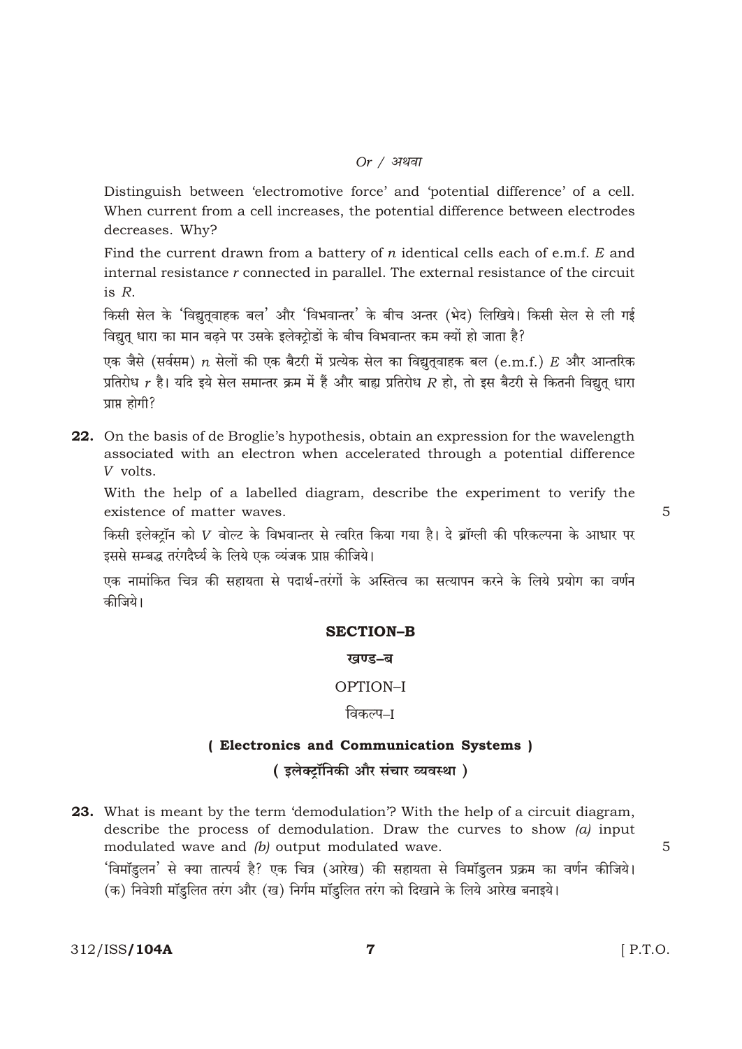*Or / अथवा*

Distinguish between 'electromotive force' and 'potential difference' of a cell. When current from a cell increases, the potential difference between electrodes decreases. Why?

Find the current drawn from a battery of $n$ identical cells each of e.m.f. $E$ and internal resistance $r$ connected in parallel. The external resistance of the circuit is $R$.

किसी सेल के 'विद्युत्वाहक बल' और 'विभवान्तर' के बीच अन्तर (भेद) लिखिये। किसी सेल से ली गई विद्युत् धारा का मान बढ़ने पर उसके इलेक्ट्रोडों के बीच विभवान्तर कम क्यों हो जाता है?

एक जैसे (सर्वसम) $n$ सेलों की एक बैटरी में प्रत्येक सेल का विद्युत्वाहक बल (e.m.f.) $E$ और आन्तरिक प्रतिरोध $r$ है। यदि इये सेल समान्तर क्रम में हैं और बाह्य प्रतिरोध $R$ हो, तो इस बैटरी से कितनी विद्युत् धारा प्राप्त होगी?

**22.** On the basis of de Broglie's hypothesis, obtain an expression for the wavelength associated with an electron when accelerated through a potential difference $V$ volts.

With the help of a labelled diagram, describe the experiment to verify the existence of matter waves. 5

किसी इलेक्ट्रॉन को $V$ वोल्ट के विभवान्तर से त्वरित किया गया है। दे ब्रॉग्ली की परिकल्पना के आधार पर इससे सम्बद्ध तरंगदैर्घ्य के लिये एक व्यंजक प्राप्त कीजिये।

एक नामांकित चित्र की सहायता से पदार्थ-तरंगों के अस्तित्व का सत्यापन करने के लिये प्रयोग का वर्णन कीजिये।

## SECTION–B

## खण्ड–ब

### OPTION–I

### विकल्प–I

### ( Electronics and Communication Systems )

### ( इलेक्ट्रॉनिकी और संचार व्यवस्था )

**23.** What is meant by the term 'demodulation'? With the help of a circuit diagram, describe the process of demodulation. Draw the curves to show *(a)* input modulated wave and *(b)* output modulated wave. 5

'विमॉडुलन' से क्या तात्पर्य है? एक चित्र (आरेख) की सहायता से विमॉडुलन प्रक्रम का वर्णन कीजिये। (क) निवेशी मॉडुलित तरंग और (ख) निर्गम मॉडुलित तरंग को दिखाने के लिये आरेख बनाइये।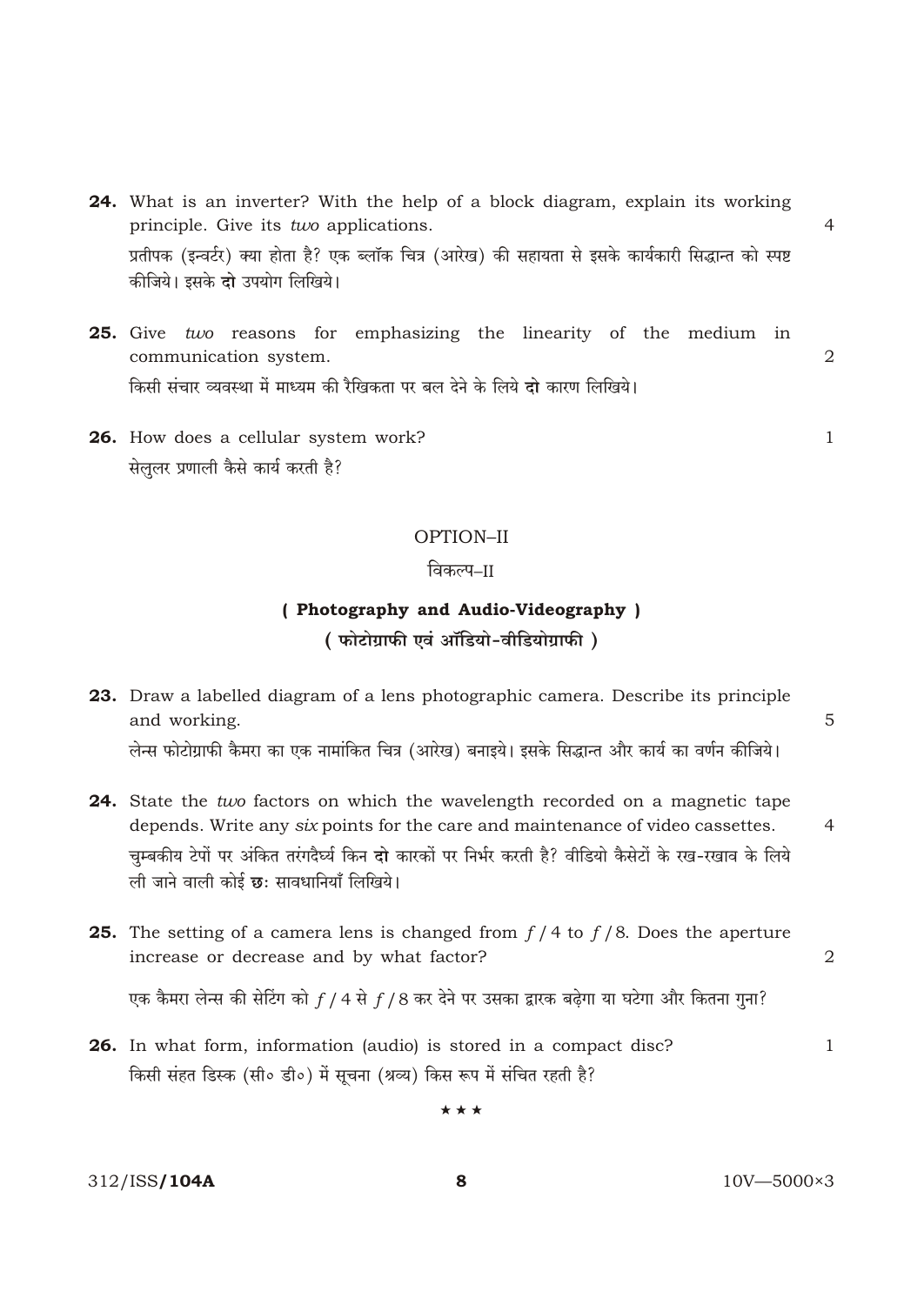**24.** What is an inverter? With the help of a block diagram, explain its working principle. Give its *two* applications. 4

प्रतीपक (इन्वर्टर) क्या होता है? एक ब्लॉक चित्र (आरेख) की सहायता से इसके कार्यकारी सिद्धान्त को स्पष्ट कीजिये। इसके **दो** उपयोग लिखिये।

**25.** Give *two* reasons for emphasizing the linearity of the medium in communication system. 2

किसी संचार व्यवस्था में माध्यम की रैखिकता पर बल देने के लिये **दो** कारण लिखिये।

**26.** How does a cellular system work? 1

सेलुलर प्रणाली कैसे कार्य करती है?

## OPTION–II

## विकल्प–II

### ( Photography and Audio-Videography )

### ( फोटोग्राफी एवं ऑडियो-वीडियोग्राफी )

**23.** Draw a labelled diagram of a lens photographic camera. Describe its principle and working. 5

लेन्स फोटोग्राफी कैमरा का एक नामांकित चित्र (आरेख) बनाइये। इसके सिद्धान्त और कार्य का वर्णन कीजिये।

**24.** State the *two* factors on which the wavelength recorded on a magnetic tape depends. Write any *six* points for the care and maintenance of video cassettes. 4

चुम्बकीय टेपों पर अंकित तरंगदैर्घ्य किन **दो** कारकों पर निर्भर करती है? वीडियो कैसेटों के रख-रखाव के लिये ली जाने वाली कोई **छः** सावधानियाँ लिखिये।

**25.** The setting of a camera lens is changed from $f/4$ to $f/8$. Does the aperture increase or decrease and by what factor? 2

एक कैमरा लेन्स की सेटिंग को $f/4$ से $f/8$ कर देने पर उसका द्वारक बढ़ेगा या घटेगा और कितना गुना?

**26.** In what form, information (audio) is stored in a compact disc? 1

किसी संहत डिस्क (सी० डी०) में सूचना (श्रव्य) किस रूप में संचित रहती है?

★ ★ ★

312/ISS/**104A** 10V—5000×3